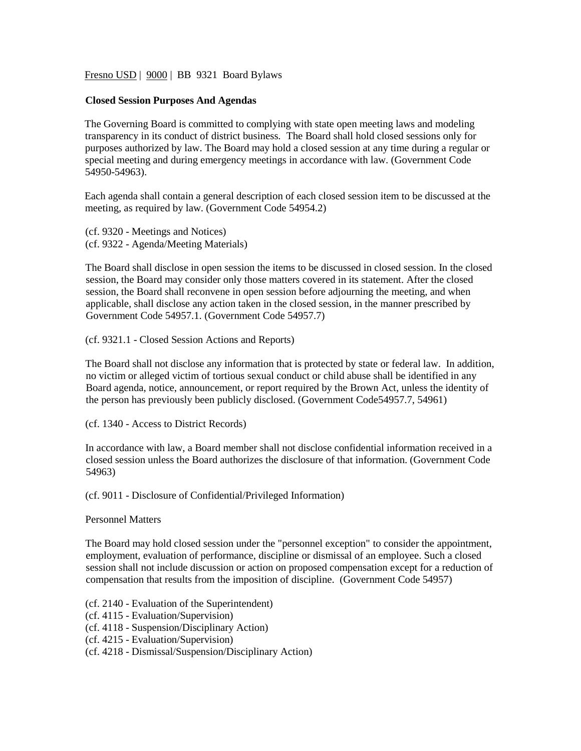Fresno USD | 9000 | BB 9321 Board Bylaws

**Closed Session Purposes And Agendas**

The Governing Board is committed to complying with state open meeting laws and modeling transparency in its conduct of district business. The Board shall hold closed sessions only for purposes authorized by law. The Board may hold a closed session at any time during a regular or special meeting and during emergency meetings in accordance with law. (Government Code 54950-54963).

Each agenda shall contain a general description of each closed session item to be discussed at the meeting, as required by law. (Government Code 54954.2)

(cf. 9320 - Meetings and Notices)
(cf. 9322 - Agenda/Meeting Materials)

The Board shall disclose in open session the items to be discussed in closed session. In the closed session, the Board may consider only those matters covered in its statement. After the closed session, the Board shall reconvene in open session before adjourning the meeting, and when applicable, shall disclose any action taken in the closed session, in the manner prescribed by Government Code 54957.1. (Government Code 54957.7)

(cf. 9321.1 - Closed Session Actions and Reports)

The Board shall not disclose any information that is protected by state or federal law. In addition, no victim or alleged victim of tortious sexual conduct or child abuse shall be identified in any Board agenda, notice, announcement, or report required by the Brown Act, unless the identity of the person has previously been publicly disclosed. (Government Code54957.7, 54961)

(cf. 1340 - Access to District Records)

In accordance with law, a Board member shall not disclose confidential information received in a closed session unless the Board authorizes the disclosure of that information. (Government Code 54963)

(cf. 9011 - Disclosure of Confidential/Privileged Information)

Personnel Matters

The Board may hold closed session under the "personnel exception" to consider the appointment, employment, evaluation of performance, discipline or dismissal of an employee. Such a closed session shall not include discussion or action on proposed compensation except for a reduction of compensation that results from the imposition of discipline. (Government Code 54957)

(cf. 2140 - Evaluation of the Superintendent)
(cf. 4115 - Evaluation/Supervision)
(cf. 4118 - Suspension/Disciplinary Action)
(cf. 4215 - Evaluation/Supervision)
(cf. 4218 - Dismissal/Suspension/Disciplinary Action)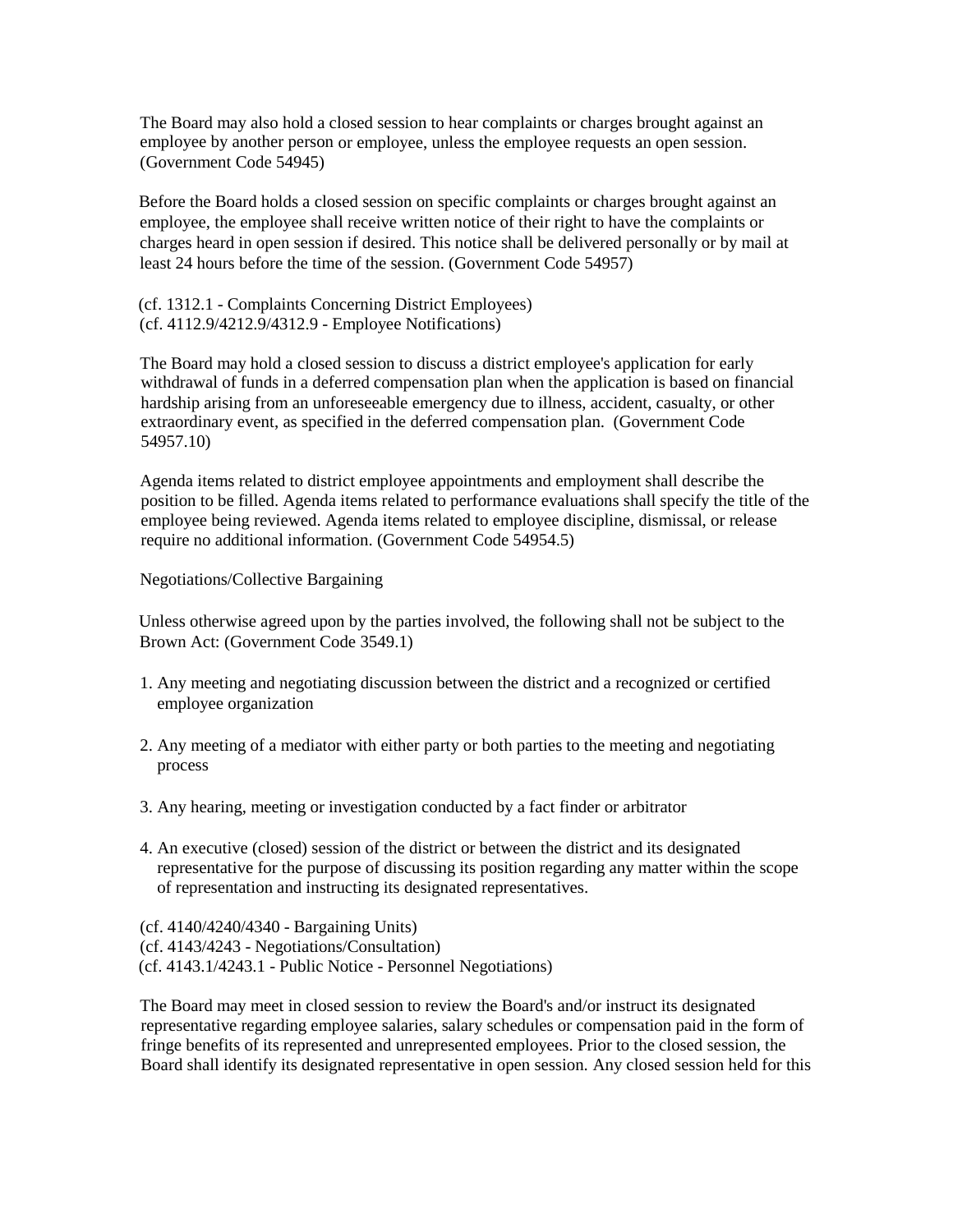The Board may also hold a closed session to hear complaints or charges brought against an employee by another person or employee, unless the employee requests an open session. (Government Code 54945)

Before the Board holds a closed session on specific complaints or charges brought against an employee, the employee shall receive written notice of their right to have the complaints or charges heard in open session if desired. This notice shall be delivered personally or by mail at least 24 hours before the time of the session. (Government Code 54957)

(cf. 1312.1 - Complaints Concerning District Employees)
(cf. 4112.9/4212.9/4312.9 - Employee Notifications)

The Board may hold a closed session to discuss a district employee's application for early withdrawal of funds in a deferred compensation plan when the application is based on financial hardship arising from an unforeseeable emergency due to illness, accident, casualty, or other extraordinary event, as specified in the deferred compensation plan. (Government Code 54957.10)

Agenda items related to district employee appointments and employment shall describe the position to be filled. Agenda items related to performance evaluations shall specify the title of the employee being reviewed. Agenda items related to employee discipline, dismissal, or release require no additional information. (Government Code 54954.5)

Negotiations/Collective Bargaining

Unless otherwise agreed upon by the parties involved, the following shall not be subject to the Brown Act: (Government Code 3549.1)

1. Any meeting and negotiating discussion between the district and a recognized or certified employee organization

2. Any meeting of a mediator with either party or both parties to the meeting and negotiating process

3. Any hearing, meeting or investigation conducted by a fact finder or arbitrator

4. An executive (closed) session of the district or between the district and its designated representative for the purpose of discussing its position regarding any matter within the scope of representation and instructing its designated representatives.

(cf. 4140/4240/4340 - Bargaining Units)
(cf. 4143/4243 - Negotiations/Consultation)
(cf. 4143.1/4243.1 - Public Notice - Personnel Negotiations)

The Board may meet in closed session to review the Board's and/or instruct its designated representative regarding employee salaries, salary schedules or compensation paid in the form of fringe benefits of its represented and unrepresented employees. Prior to the closed session, the Board shall identify its designated representative in open session. Any closed session held for this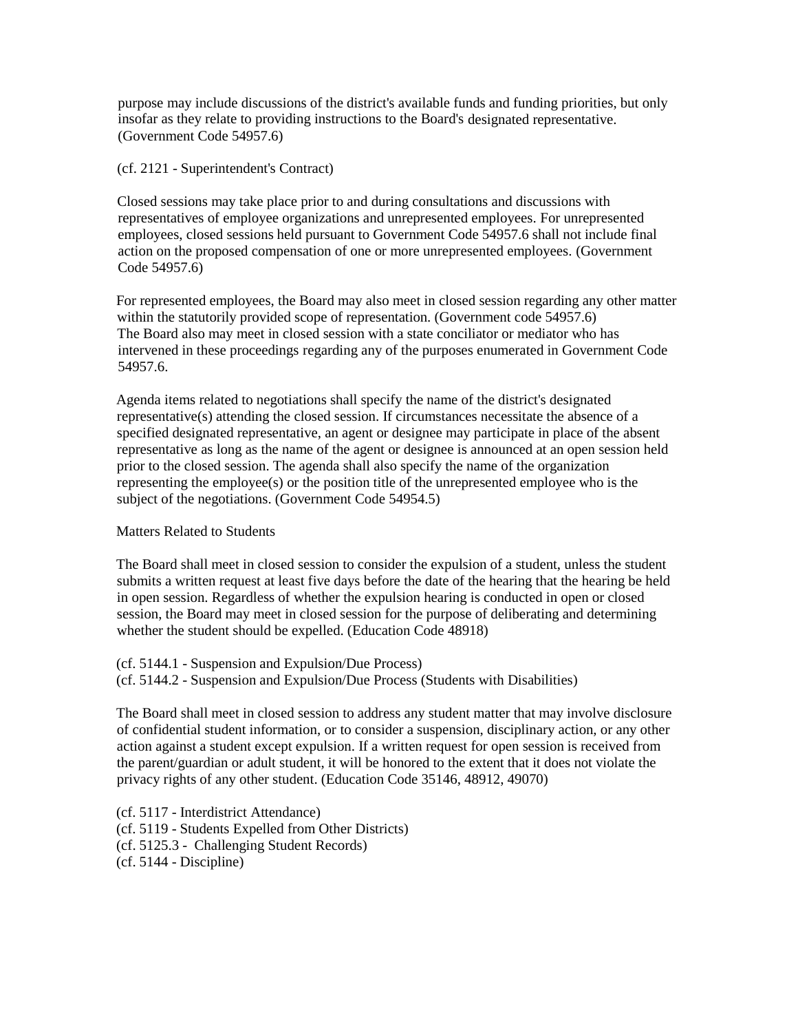purpose may include discussions of the district's available funds and funding priorities, but only insofar as they relate to providing instructions to the Board's designated representative. (Government Code 54957.6)

(cf. 2121 - Superintendent's Contract)

Closed sessions may take place prior to and during consultations and discussions with representatives of employee organizations and unrepresented employees. For unrepresented employees, closed sessions held pursuant to Government Code 54957.6 shall not include final action on the proposed compensation of one or more unrepresented employees. (Government Code 54957.6)

For represented employees, the Board may also meet in closed session regarding any other matter within the statutorily provided scope of representation. (Government code 54957.6)
The Board also may meet in closed session with a state conciliator or mediator who has intervened in these proceedings regarding any of the purposes enumerated in Government Code 54957.6.

Agenda items related to negotiations shall specify the name of the district's designated representative(s) attending the closed session. If circumstances necessitate the absence of a specified designated representative, an agent or designee may participate in place of the absent representative as long as the name of the agent or designee is announced at an open session held prior to the closed session. The agenda shall also specify the name of the organization representing the employee(s) or the position title of the unrepresented employee who is the subject of the negotiations. (Government Code 54954.5)

Matters Related to Students

The Board shall meet in closed session to consider the expulsion of a student, unless the student submits a written request at least five days before the date of the hearing that the hearing be held in open session. Regardless of whether the expulsion hearing is conducted in open or closed session, the Board may meet in closed session for the purpose of deliberating and determining whether the student should be expelled. (Education Code 48918)

(cf. 5144.1 - Suspension and Expulsion/Due Process)
(cf. 5144.2 - Suspension and Expulsion/Due Process (Students with Disabilities)

The Board shall meet in closed session to address any student matter that may involve disclosure of confidential student information, or to consider a suspension, disciplinary action, or any other action against a student except expulsion. If a written request for open session is received from the parent/guardian or adult student, it will be honored to the extent that it does not violate the privacy rights of any other student. (Education Code 35146, 48912, 49070)

(cf. 5117 - Interdistrict Attendance)
(cf. 5119 - Students Expelled from Other Districts)
(cf. 5125.3 - Challenging Student Records)
(cf. 5144 - Discipline)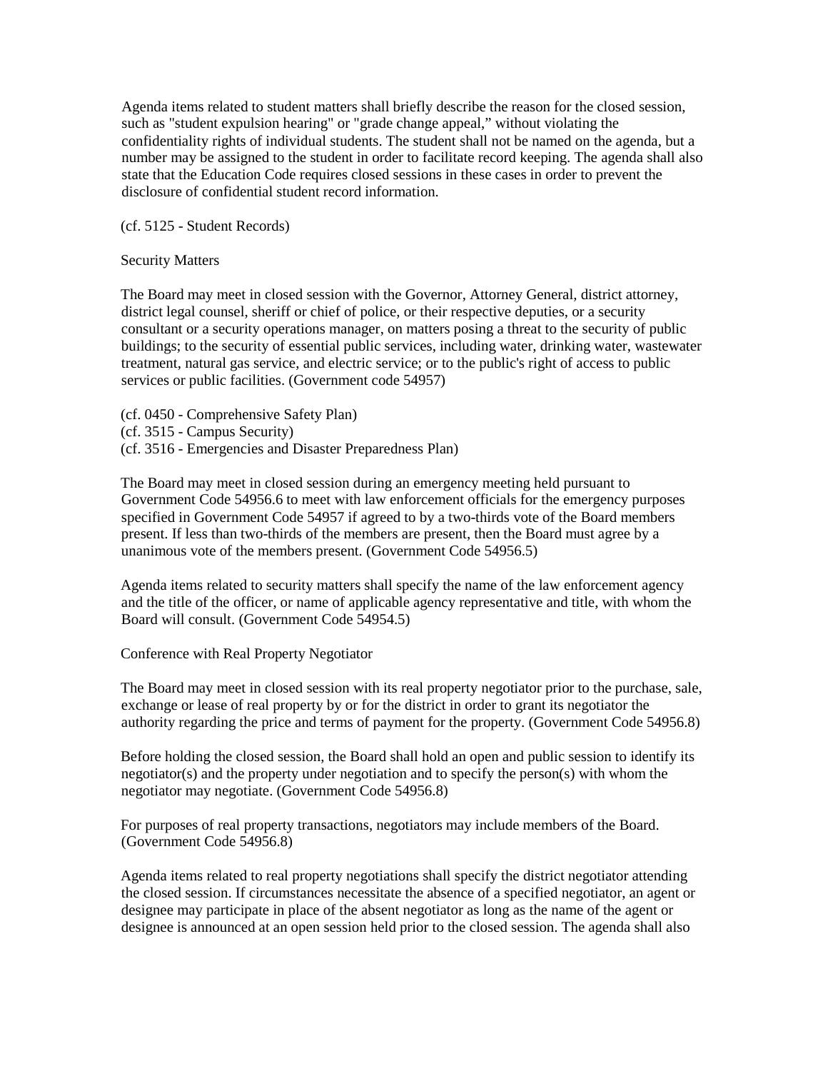Agenda items related to student matters shall briefly describe the reason for the closed session, such as "student expulsion hearing" or "grade change appeal," without violating the confidentiality rights of individual students. The student shall not be named on the agenda, but a number may be assigned to the student in order to facilitate record keeping. The agenda shall also state that the Education Code requires closed sessions in these cases in order to prevent the disclosure of confidential student record information.

(cf. 5125 - Student Records)

## Security Matters

The Board may meet in closed session with the Governor, Attorney General, district attorney, district legal counsel, sheriff or chief of police, or their respective deputies, or a security consultant or a security operations manager, on matters posing a threat to the security of public buildings; to the security of essential public services, including water, drinking water, wastewater treatment, natural gas service, and electric service; or to the public's right of access to public services or public facilities. (Government code 54957)

(cf. 0450 - Comprehensive Safety Plan)
(cf. 3515 - Campus Security)
(cf. 3516 - Emergencies and Disaster Preparedness Plan)

The Board may meet in closed session during an emergency meeting held pursuant to Government Code 54956.6 to meet with law enforcement officials for the emergency purposes specified in Government Code 54957 if agreed to by a two-thirds vote of the Board members present. If less than two-thirds of the members are present, then the Board must agree by a unanimous vote of the members present. (Government Code 54956.5)

Agenda items related to security matters shall specify the name of the law enforcement agency and the title of the officer, or name of applicable agency representative and title, with whom the Board will consult. (Government Code 54954.5)

## Conference with Real Property Negotiator

The Board may meet in closed session with its real property negotiator prior to the purchase, sale, exchange or lease of real property by or for the district in order to grant its negotiator the authority regarding the price and terms of payment for the property. (Government Code 54956.8)

Before holding the closed session, the Board shall hold an open and public session to identify its negotiator(s) and the property under negotiation and to specify the person(s) with whom the negotiator may negotiate. (Government Code 54956.8)

For purposes of real property transactions, negotiators may include members of the Board. (Government Code 54956.8)

Agenda items related to real property negotiations shall specify the district negotiator attending the closed session. If circumstances necessitate the absence of a specified negotiator, an agent or designee may participate in place of the absent negotiator as long as the name of the agent or designee is announced at an open session held prior to the closed session. The agenda shall also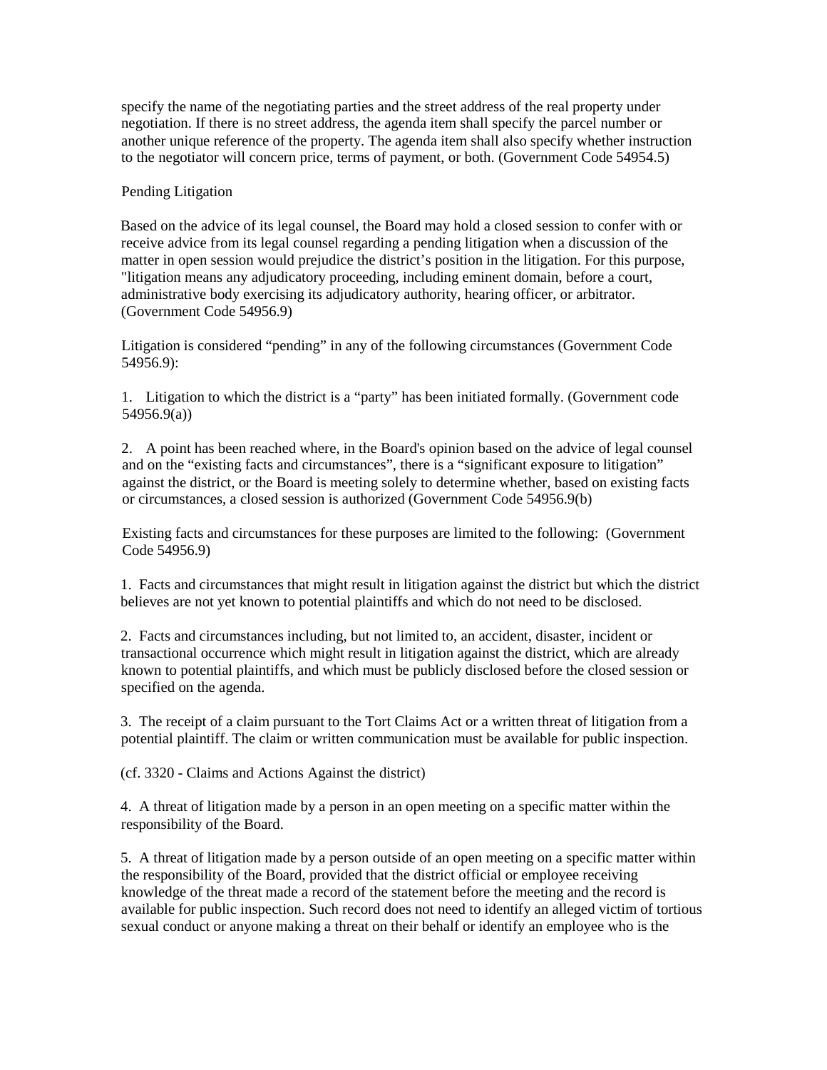specify the name of the negotiating parties and the street address of the real property under negotiation. If there is no street address, the agenda item shall specify the parcel number or another unique reference of the property. The agenda item shall also specify whether instruction to the negotiator will concern price, terms of payment, or both. (Government Code 54954.5)

Pending Litigation

Based on the advice of its legal counsel, the Board may hold a closed session to confer with or receive advice from its legal counsel regarding a pending litigation when a discussion of the matter in open session would prejudice the district's position in the litigation. For this purpose, "litigation means any adjudicatory proceeding, including eminent domain, before a court, administrative body exercising its adjudicatory authority, hearing officer, or arbitrator. (Government Code 54956.9)

Litigation is considered "pending" in any of the following circumstances (Government Code 54956.9):

1. Litigation to which the district is a "party" has been initiated formally. (Government code 54956.9(a))

2. A point has been reached where, in the Board's opinion based on the advice of legal counsel and on the "existing facts and circumstances", there is a "significant exposure to litigation" against the district, or the Board is meeting solely to determine whether, based on existing facts or circumstances, a closed session is authorized (Government Code 54956.9(b)

Existing facts and circumstances for these purposes are limited to the following: (Government Code 54956.9)

1. Facts and circumstances that might result in litigation against the district but which the district believes are not yet known to potential plaintiffs and which do not need to be disclosed.

2. Facts and circumstances including, but not limited to, an accident, disaster, incident or transactional occurrence which might result in litigation against the district, which are already known to potential plaintiffs, and which must be publicly disclosed before the closed session or specified on the agenda.

3. The receipt of a claim pursuant to the Tort Claims Act or a written threat of litigation from a potential plaintiff. The claim or written communication must be available for public inspection.

(cf. 3320 - Claims and Actions Against the district)

4. A threat of litigation made by a person in an open meeting on a specific matter within the responsibility of the Board.

5. A threat of litigation made by a person outside of an open meeting on a specific matter within the responsibility of the Board, provided that the district official or employee receiving knowledge of the threat made a record of the statement before the meeting and the record is available for public inspection. Such record does not need to identify an alleged victim of tortious sexual conduct or anyone making a threat on their behalf or identify an employee who is the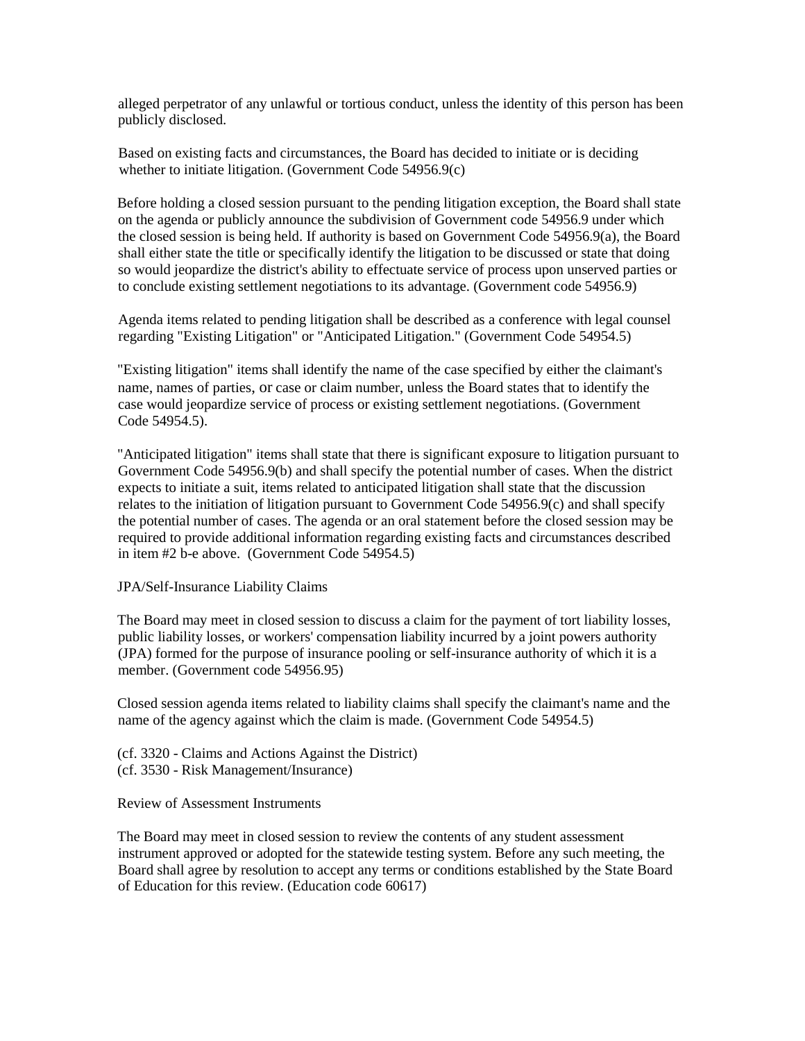alleged perpetrator of any unlawful or tortious conduct, unless the identity of this person has been publicly disclosed.

Based on existing facts and circumstances, the Board has decided to initiate or is deciding whether to initiate litigation. (Government Code 54956.9(c)

Before holding a closed session pursuant to the pending litigation exception, the Board shall state on the agenda or publicly announce the subdivision of Government code 54956.9 under which the closed session is being held. If authority is based on Government Code 54956.9(a), the Board shall either state the title or specifically identify the litigation to be discussed or state that doing so would jeopardize the district's ability to effectuate service of process upon unserved parties or to conclude existing settlement negotiations to its advantage. (Government code 54956.9)

Agenda items related to pending litigation shall be described as a conference with legal counsel regarding "Existing Litigation" or "Anticipated Litigation." (Government Code 54954.5)

"Existing litigation" items shall identify the name of the case specified by either the claimant's name, names of parties, or case or claim number, unless the Board states that to identify the case would jeopardize service of process or existing settlement negotiations. (Government Code 54954.5).

"Anticipated litigation" items shall state that there is significant exposure to litigation pursuant to Government Code 54956.9(b) and shall specify the potential number of cases. When the district expects to initiate a suit, items related to anticipated litigation shall state that the discussion relates to the initiation of litigation pursuant to Government Code 54956.9(c) and shall specify the potential number of cases. The agenda or an oral statement before the closed session may be required to provide additional information regarding existing facts and circumstances described in item #2 b-e above. (Government Code 54954.5)

JPA/Self-Insurance Liability Claims

The Board may meet in closed session to discuss a claim for the payment of tort liability losses, public liability losses, or workers' compensation liability incurred by a joint powers authority (JPA) formed for the purpose of insurance pooling or self-insurance authority of which it is a member. (Government code 54956.95)

Closed session agenda items related to liability claims shall specify the claimant's name and the name of the agency against which the claim is made. (Government Code 54954.5)

(cf. 3320 - Claims and Actions Against the District)
(cf. 3530 - Risk Management/Insurance)

Review of Assessment Instruments

The Board may meet in closed session to review the contents of any student assessment instrument approved or adopted for the statewide testing system. Before any such meeting, the Board shall agree by resolution to accept any terms or conditions established by the State Board of Education for this review. (Education code 60617)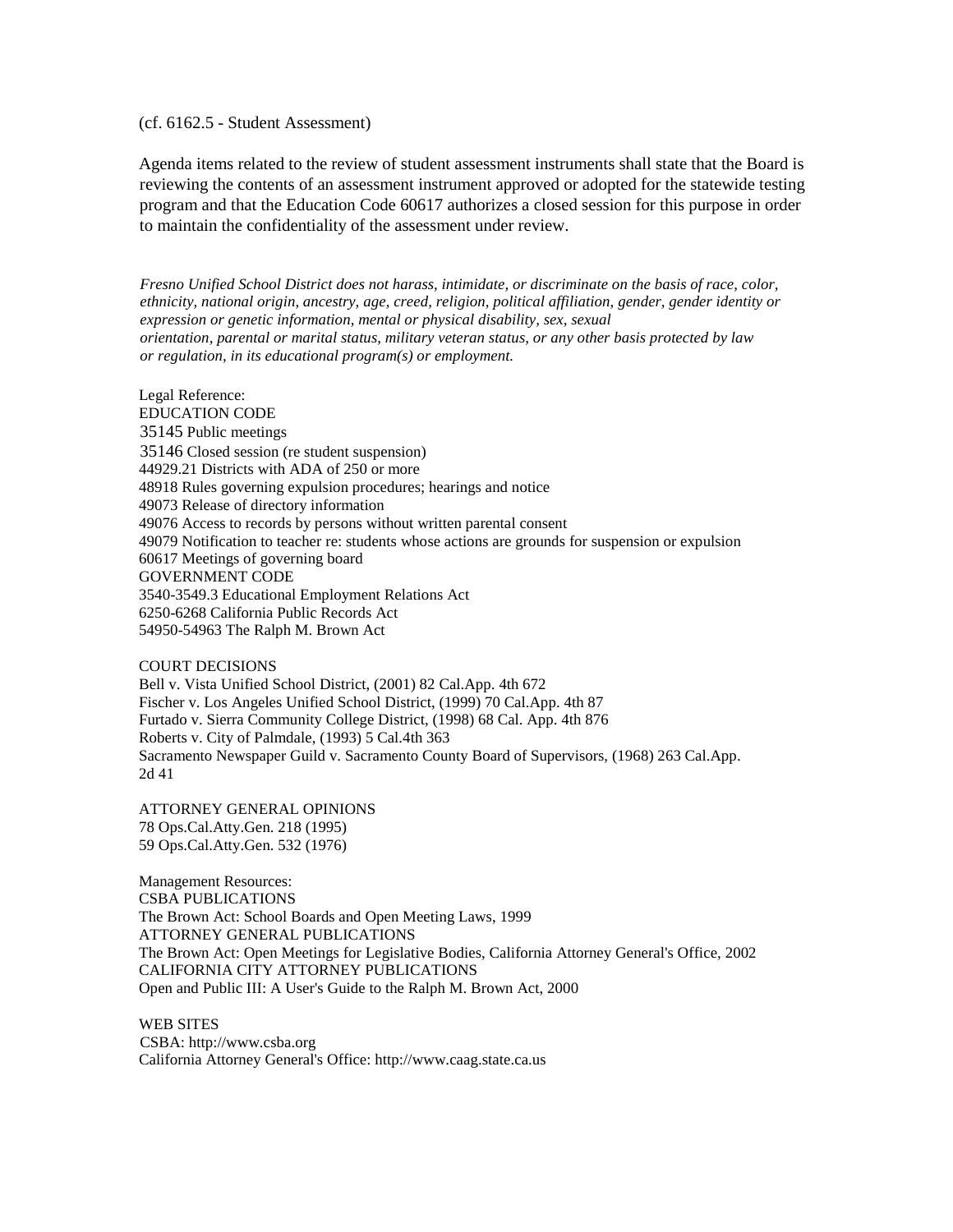(cf. 6162.5 - Student Assessment)

Agenda items related to the review of student assessment instruments shall state that the Board is reviewing the contents of an assessment instrument approved or adopted for the statewide testing program and that the Education Code 60617 authorizes a closed session for this purpose in order to maintain the confidentiality of the assessment under review.

*Fresno Unified School District does not harass, intimidate, or discriminate on the basis of race, color, ethnicity, national origin, ancestry, age, creed, religion, political affiliation, gender, gender identity or expression or genetic information, mental or physical disability, sex, sexual orientation, parental or marital status, military veteran status, or any other basis protected by law or regulation, in its educational program(s) or employment.*

Legal Reference:
EDUCATION CODE
35145 Public meetings
35146 Closed session (re student suspension)
44929.21 Districts with ADA of 250 or more
48918 Rules governing expulsion procedures; hearings and notice
49073 Release of directory information
49076 Access to records by persons without written parental consent
49079 Notification to teacher re: students whose actions are grounds for suspension or expulsion
60617 Meetings of governing board
GOVERNMENT CODE
3540-3549.3 Educational Employment Relations Act
6250-6268 California Public Records Act
54950-54963 The Ralph M. Brown Act

COURT DECISIONS
Bell v. Vista Unified School District, (2001) 82 Cal.App. 4th 672
Fischer v. Los Angeles Unified School District, (1999) 70 Cal.App. 4th 87
Furtado v. Sierra Community College District, (1998) 68 Cal. App. 4th 876
Roberts v. City of Palmdale, (1993) 5 Cal.4th 363
Sacramento Newspaper Guild v. Sacramento County Board of Supervisors, (1968) 263 Cal.App. 2d 41

ATTORNEY GENERAL OPINIONS
78 Ops.Cal.Atty.Gen. 218 (1995)
59 Ops.Cal.Atty.Gen. 532 (1976)

Management Resources:
CSBA PUBLICATIONS
The Brown Act: School Boards and Open Meeting Laws, 1999
ATTORNEY GENERAL PUBLICATIONS
The Brown Act: Open Meetings for Legislative Bodies, California Attorney General's Office, 2002
CALIFORNIA CITY ATTORNEY PUBLICATIONS
Open and Public III: A User's Guide to the Ralph M. Brown Act, 2000

WEB SITES
CSBA: http://www.csba.org
California Attorney General's Office: http://www.caag.state.ca.us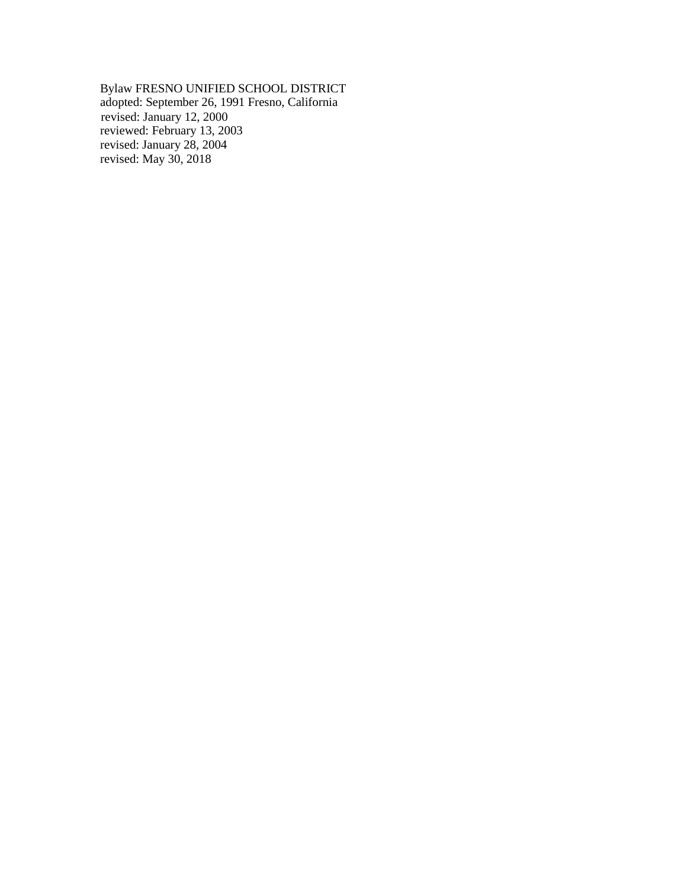Bylaw FRESNO UNIFIED SCHOOL DISTRICT
adopted: September 26, 1991 Fresno, California
revised: January 12, 2000
reviewed: February 13, 2003
revised: January 28, 2004
revised: May 30, 2018